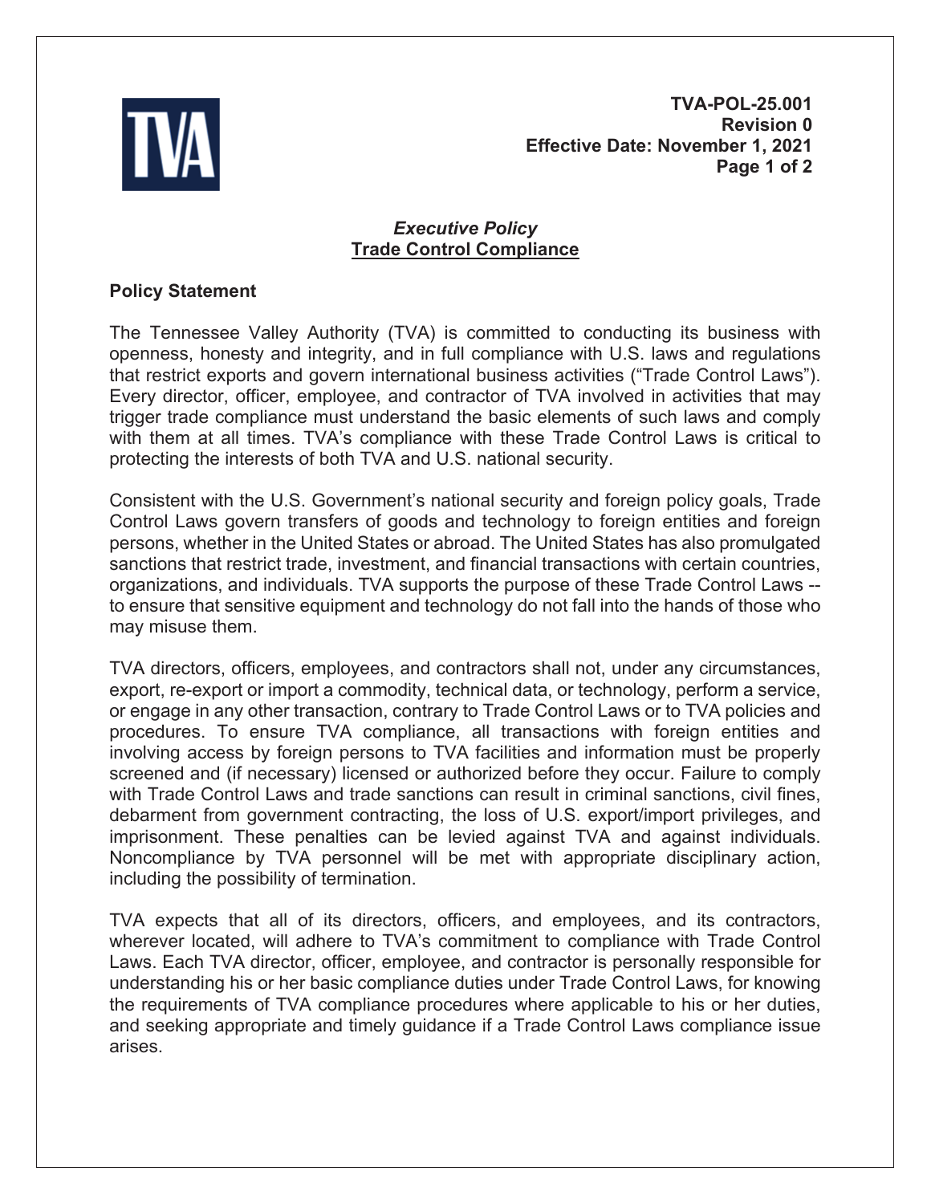**TVA-POL-25.001**
**Revision 0**
**Effective Date: November 1, 2021**

# *Executive Policy*
## Trade Control Compliance

**Policy Statement**

The Tennessee Valley Authority (TVA) is committed to conducting its business with openness, honesty and integrity, and in full compliance with U.S. laws and regulations that restrict exports and govern international business activities ("Trade Control Laws"). Every director, officer, employee, and contractor of TVA involved in activities that may trigger trade compliance must understand the basic elements of such laws and comply with them at all times. TVA's compliance with these Trade Control Laws is critical to protecting the interests of both TVA and U.S. national security.

Consistent with the U.S. Government's national security and foreign policy goals, Trade Control Laws govern transfers of goods and technology to foreign entities and foreign persons, whether in the United States or abroad. The United States has also promulgated sanctions that restrict trade, investment, and financial transactions with certain countries, organizations, and individuals. TVA supports the purpose of these Trade Control Laws -- to ensure that sensitive equipment and technology do not fall into the hands of those who may misuse them.

TVA directors, officers, employees, and contractors shall not, under any circumstances, export, re-export or import a commodity, technical data, or technology, perform a service, or engage in any other transaction, contrary to Trade Control Laws or to TVA policies and procedures. To ensure TVA compliance, all transactions with foreign entities and involving access by foreign persons to TVA facilities and information must be properly screened and (if necessary) licensed or authorized before they occur. Failure to comply with Trade Control Laws and trade sanctions can result in criminal sanctions, civil fines, debarment from government contracting, the loss of U.S. export/import privileges, and imprisonment. These penalties can be levied against TVA and against individuals. Noncompliance by TVA personnel will be met with appropriate disciplinary action, including the possibility of termination.

TVA expects that all of its directors, officers, and employees, and its contractors, wherever located, will adhere to TVA's commitment to compliance with Trade Control Laws. Each TVA director, officer, employee, and contractor is personally responsible for understanding his or her basic compliance duties under Trade Control Laws, for knowing the requirements of TVA compliance procedures where applicable to his or her duties, and seeking appropriate and timely guidance if a Trade Control Laws compliance issue arises.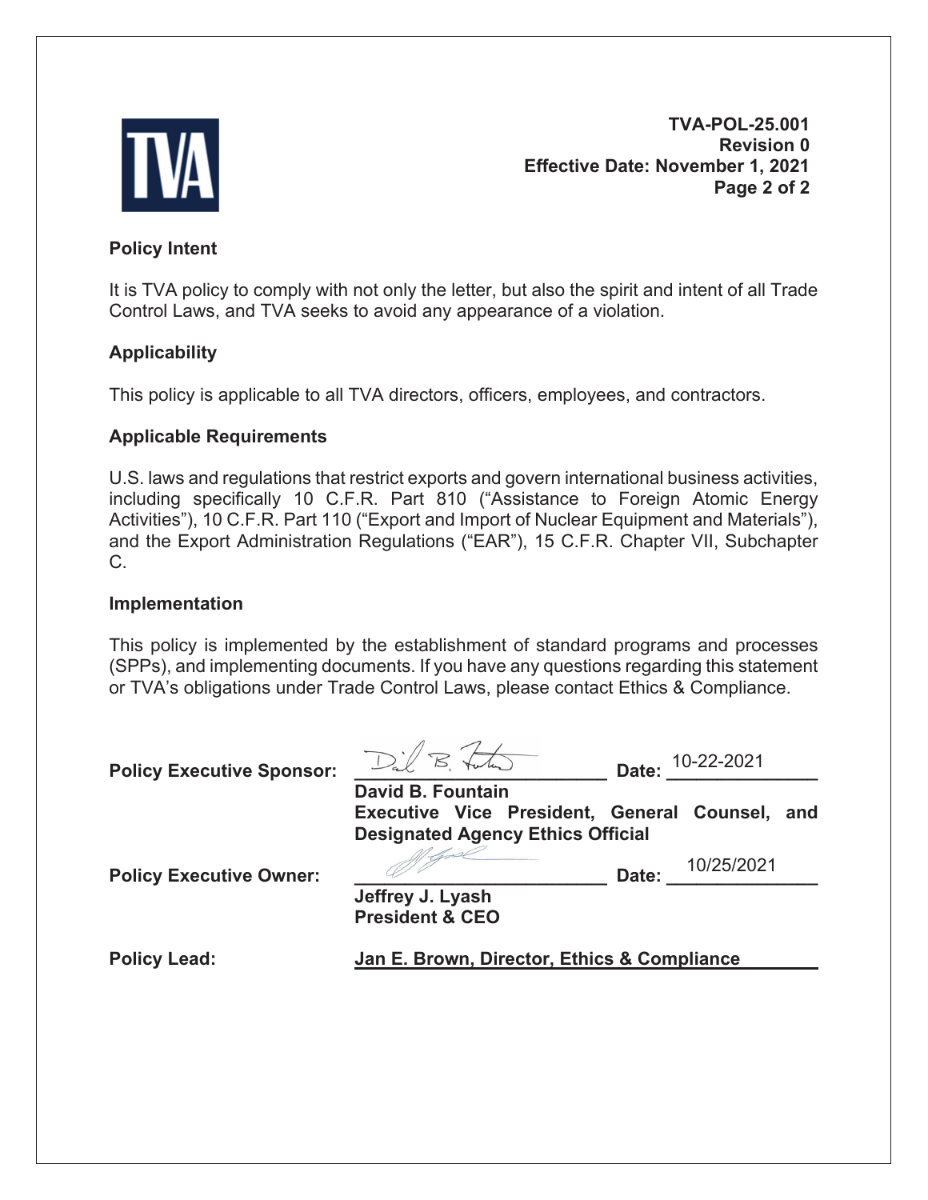## Policy Intent

It is TVA policy to comply with not only the letter, but also the spirit and intent of all Trade Control Laws, and TVA seeks to avoid any appearance of a violation.

## Applicability

This policy is applicable to all TVA directors, officers, employees, and contractors.

## Applicable Requirements

U.S. laws and regulations that restrict exports and govern international business activities, including specifically 10 C.F.R. Part 810 ("Assistance to Foreign Atomic Energy Activities"), 10 C.F.R. Part 110 ("Export and Import of Nuclear Equipment and Materials"), and the Export Administration Regulations ("EAR"), 15 C.F.R. Chapter VII, Subchapter C.

## Implementation

This policy is implemented by the establishment of standard programs and processes (SPPs), and implementing documents. If you have any questions regarding this statement or TVA's obligations under Trade Control Laws, please contact Ethics & Compliance.

**Policy Executive Sponsor:** ________________________ **Date:** 10-22-2021

**David B. Fountain**
**Executive Vice President, General Counsel, and Designated Agency Ethics Official**

**Policy Executive Owner:** ________________________ **Date:** 10/25/2021

**Jeffrey J. Lyash**
**President & CEO**

**Policy Lead:** **Jan E. Brown, Director, Ethics & Compliance**